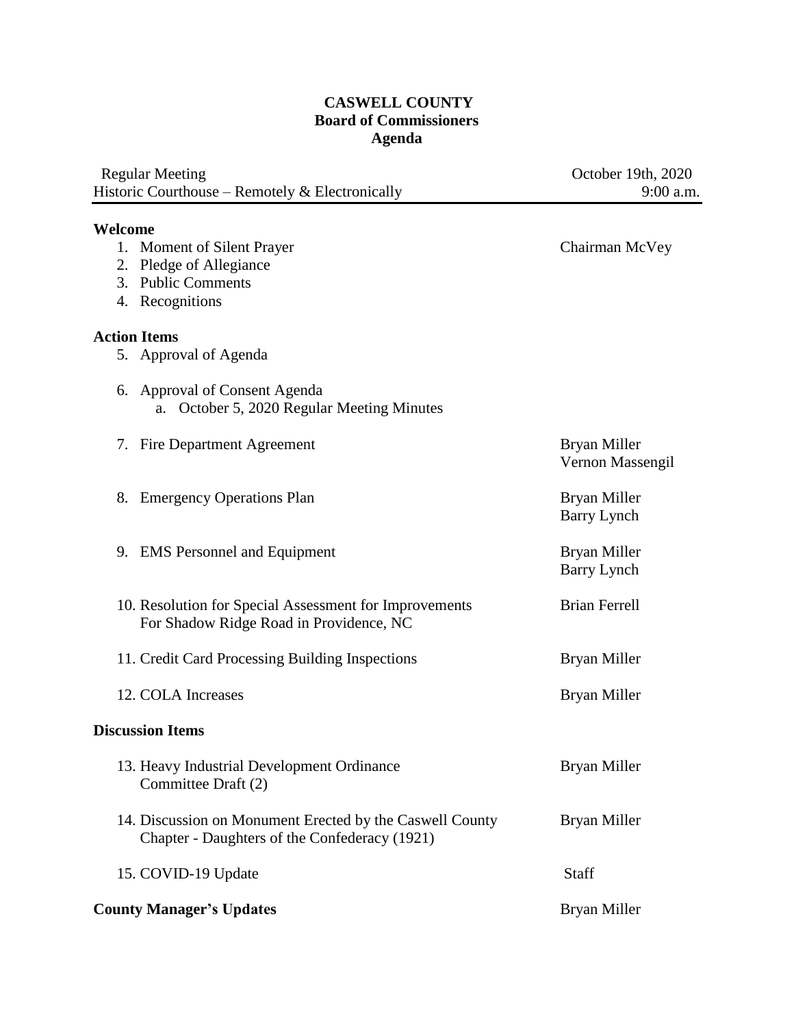# CASWELL COUNTY
## Board of Commissioners
## Agenda

| Regular Meeting | October 19th, 2020 |
|---|---|
| Historic Courthouse – Remotely & Electronically | 9:00 a.m. |

### Welcome

| | |
|---|---|
| 1. Moment of Silent Prayer | Chairman McVey |
| 2. Pledge of Allegiance | |
| 3. Public Comments | |
| 4. Recognitions | |

### Action Items

| | |
|---|---|
| 5. Approval of Agenda | |
| 6. Approval of Consent Agenda<br>a. October 5, 2020 Regular Meeting Minutes | |
| 7. Fire Department Agreement | Bryan Miller<br>Vernon Massengil |
| 8. Emergency Operations Plan | Bryan Miller<br>Barry Lynch |
| 9. EMS Personnel and Equipment | Bryan Miller<br>Barry Lynch |
| 10. Resolution for Special Assessment for Improvements For Shadow Ridge Road in Providence, NC | Brian Ferrell |
| 11. Credit Card Processing Building Inspections | Bryan Miller |
| 12. COLA Increases | Bryan Miller |

### Discussion Items

| | |
|---|---|
| 13. Heavy Industrial Development Ordinance Committee Draft (2) | Bryan Miller |
| 14. Discussion on Monument Erected by the Caswell County Chapter - Daughters of the Confederacy (1921) | Bryan Miller |
| 15. COVID-19 Update | Staff |

### County Manager's Updates

Bryan Miller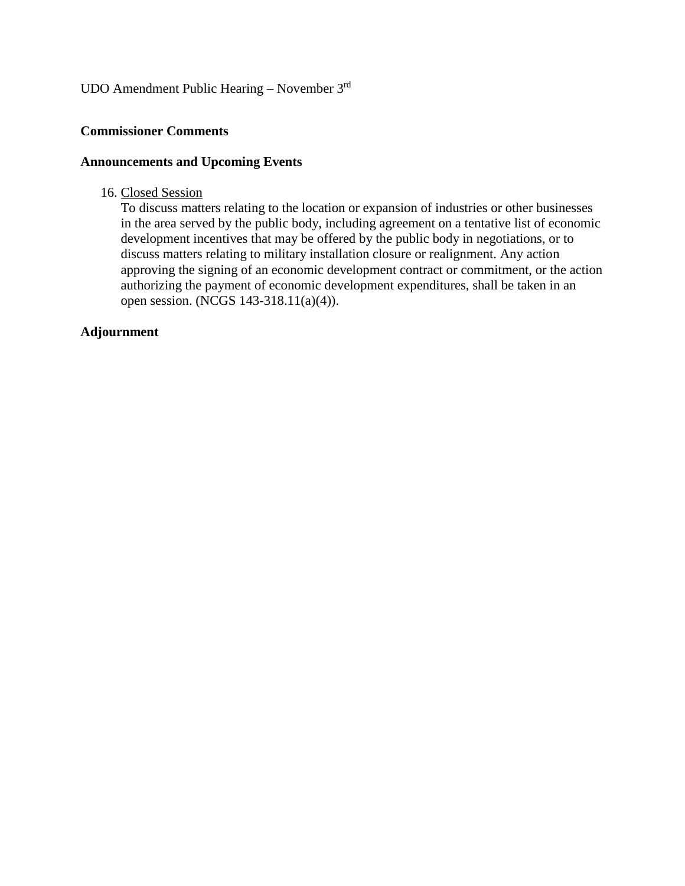UDO Amendment Public Hearing – November 3rd

**Commissioner Comments**

**Announcements and Upcoming Events**

16. Closed Session
    To discuss matters relating to the location or expansion of industries or other businesses in the area served by the public body, including agreement on a tentative list of economic development incentives that may be offered by the public body in negotiations, or to discuss matters relating to military installation closure or realignment. Any action approving the signing of an economic development contract or commitment, or the action authorizing the payment of economic development expenditures, shall be taken in an open session. (NCGS 143-318.11(a)(4)).

**Adjournment**